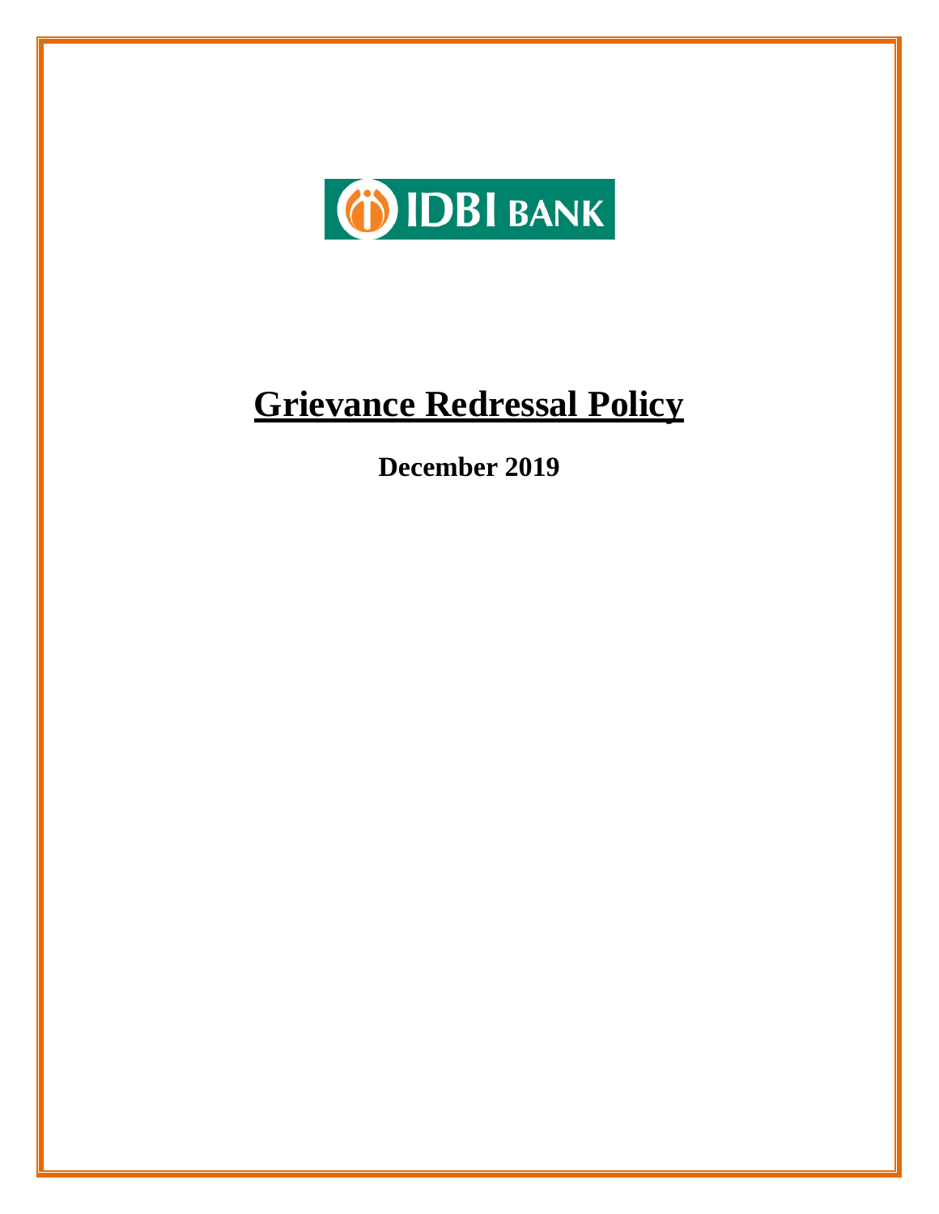IDBI BANK

# Grievance Redressal Policy

**December 2019**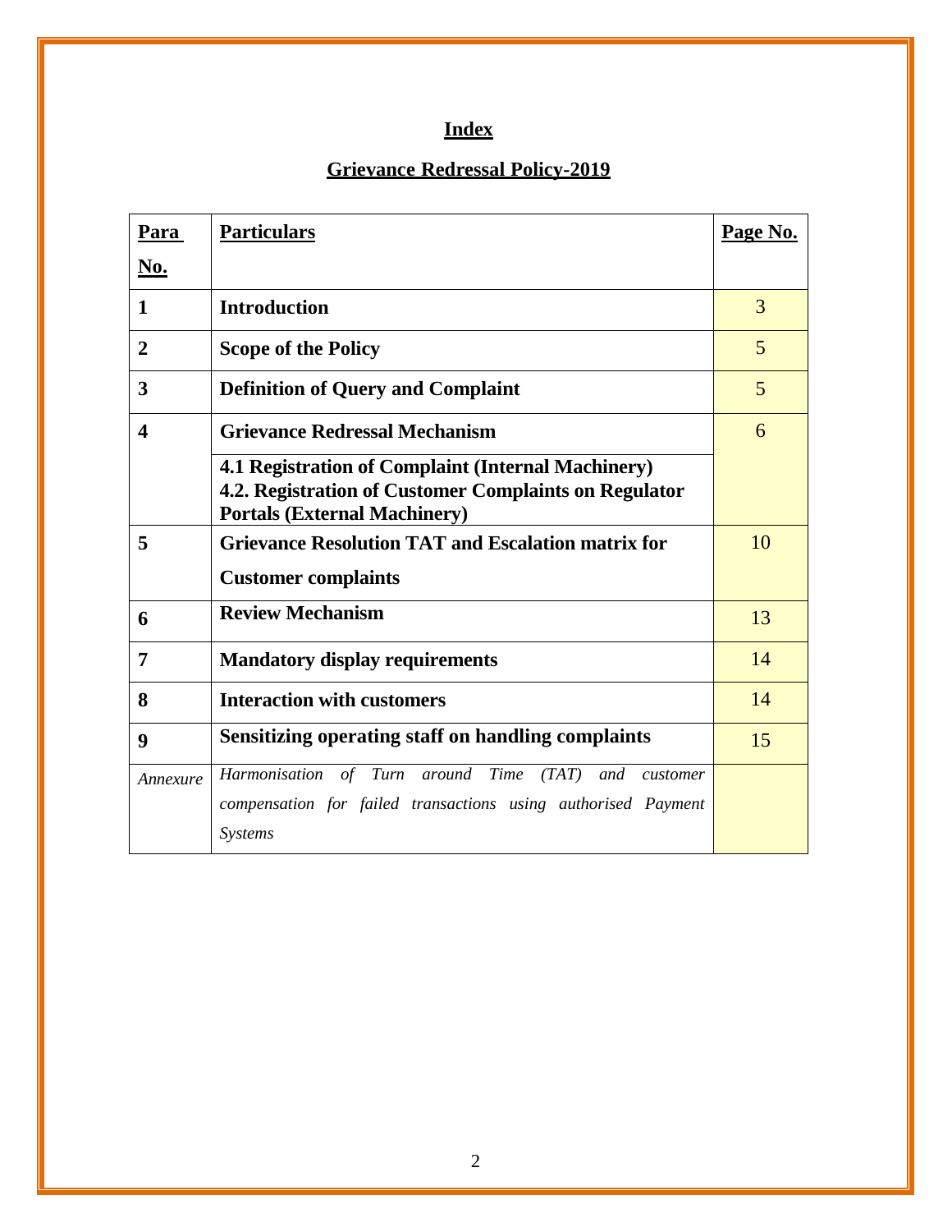# Index

## Grievance Redressal Policy-2019

| Para No. | Particulars | Page No. |
|---|---|---|
| **1** | **Introduction** | 3 |
| **2** | **Scope of the Policy** | 5 |
| **3** | **Definition of Query and Complaint** | 5 |
| **4** | **Grievance Redressal Mechanism** | 6 |
| | **4.1 Registration of Complaint (Internal Machinery)** **4.2. Registration of Customer Complaints on Regulator Portals (External Machinery)** | |
| **5** | **Grievance Resolution TAT and Escalation matrix for Customer complaints** | 10 |
| **6** | **Review Mechanism** | 13 |
| **7** | **Mandatory display requirements** | 14 |
| **8** | **Interaction with customers** | 14 |
| **9** | **Sensitizing operating staff on handling complaints** | 15 |
| *Annexure* | *Harmonisation of Turn around Time (TAT) and customer compensation for failed transactions using authorised Payment Systems* | |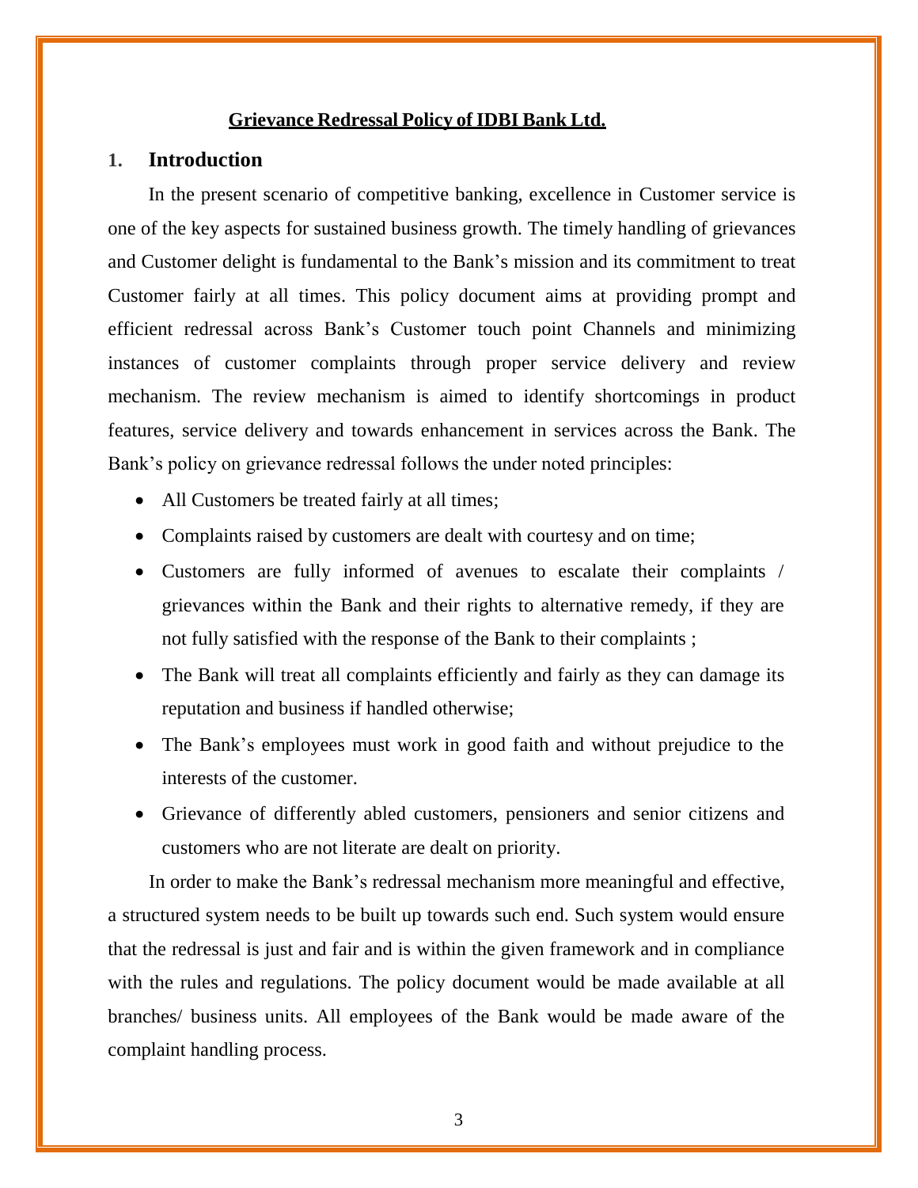# Grievance Redressal Policy of IDBI Bank Ltd.

## 1. Introduction

In the present scenario of competitive banking, excellence in Customer service is one of the key aspects for sustained business growth. The timely handling of grievances and Customer delight is fundamental to the Bank's mission and its commitment to treat Customer fairly at all times. This policy document aims at providing prompt and efficient redressal across Bank's Customer touch point Channels and minimizing instances of customer complaints through proper service delivery and review mechanism. The review mechanism is aimed to identify shortcomings in product features, service delivery and towards enhancement in services across the Bank. The Bank's policy on grievance redressal follows the under noted principles:

- All Customers be treated fairly at all times;
- Complaints raised by customers are dealt with courtesy and on time;
- Customers are fully informed of avenues to escalate their complaints / grievances within the Bank and their rights to alternative remedy, if they are not fully satisfied with the response of the Bank to their complaints ;
- The Bank will treat all complaints efficiently and fairly as they can damage its reputation and business if handled otherwise;
- The Bank's employees must work in good faith and without prejudice to the interests of the customer.
- Grievance of differently abled customers, pensioners and senior citizens and customers who are not literate are dealt on priority.

In order to make the Bank's redressal mechanism more meaningful and effective, a structured system needs to be built up towards such end. Such system would ensure that the redressal is just and fair and is within the given framework and in compliance with the rules and regulations. The policy document would be made available at all branches/ business units. All employees of the Bank would be made aware of the complaint handling process.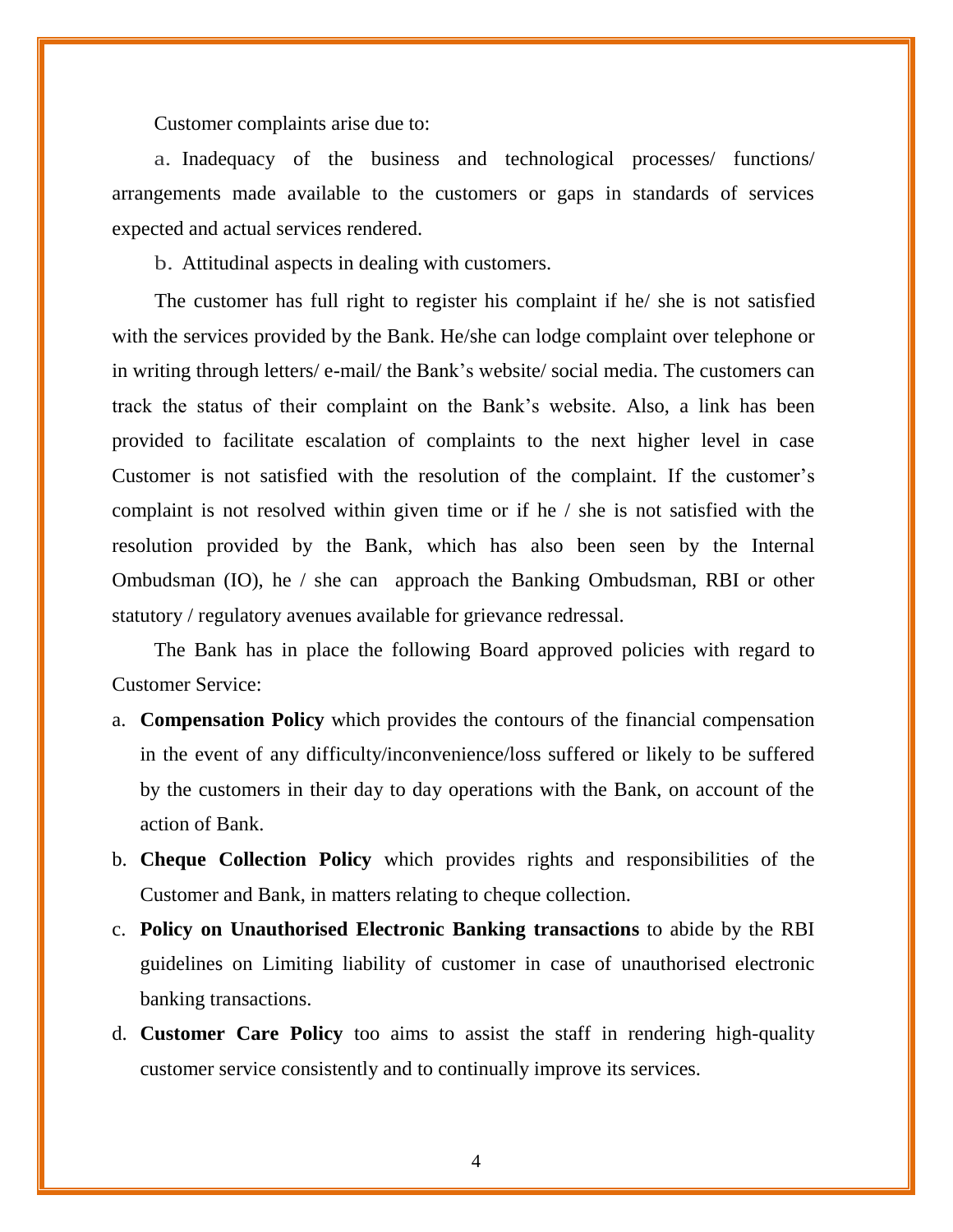Customer complaints arise due to:

a. Inadequacy of the business and technological processes/ functions/ arrangements made available to the customers or gaps in standards of services expected and actual services rendered.

b. Attitudinal aspects in dealing with customers.

The customer has full right to register his complaint if he/ she is not satisfied with the services provided by the Bank. He/she can lodge complaint over telephone or in writing through letters/ e-mail/ the Bank's website/ social media. The customers can track the status of their complaint on the Bank's website. Also, a link has been provided to facilitate escalation of complaints to the next higher level in case Customer is not satisfied with the resolution of the complaint. If the customer's complaint is not resolved within given time or if he / she is not satisfied with the resolution provided by the Bank, which has also been seen by the Internal Ombudsman (IO), he / she can approach the Banking Ombudsman, RBI or other statutory / regulatory avenues available for grievance redressal.

The Bank has in place the following Board approved policies with regard to Customer Service:

a. **Compensation Policy** which provides the contours of the financial compensation in the event of any difficulty/inconvenience/loss suffered or likely to be suffered by the customers in their day to day operations with the Bank, on account of the action of Bank.
b. **Cheque Collection Policy** which provides rights and responsibilities of the Customer and Bank, in matters relating to cheque collection.
c. **Policy on Unauthorised Electronic Banking transactions** to abide by the RBI guidelines on Limiting liability of customer in case of unauthorised electronic banking transactions.
d. **Customer Care Policy** too aims to assist the staff in rendering high-quality customer service consistently and to continually improve its services.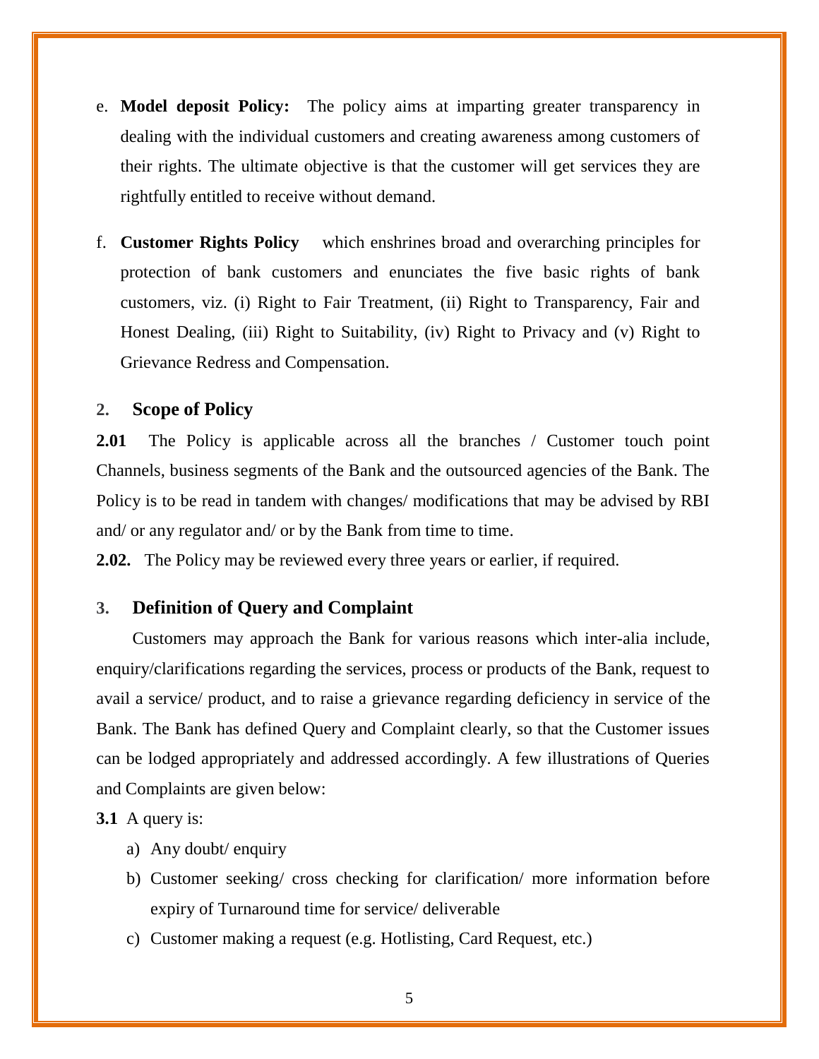e. **Model deposit Policy:** The policy aims at imparting greater transparency in dealing with the individual customers and creating awareness among customers of their rights. The ultimate objective is that the customer will get services they are rightfully entitled to receive without demand.

f. **Customer Rights Policy** which enshrines broad and overarching principles for protection of bank customers and enunciates the five basic rights of bank customers, viz. (i) Right to Fair Treatment, (ii) Right to Transparency, Fair and Honest Dealing, (iii) Right to Suitability, (iv) Right to Privacy and (v) Right to Grievance Redress and Compensation.

## 2. Scope of Policy

**2.01** The Policy is applicable across all the branches / Customer touch point Channels, business segments of the Bank and the outsourced agencies of the Bank. The Policy is to be read in tandem with changes/ modifications that may be advised by RBI and/ or any regulator and/ or by the Bank from time to time.

**2.02.** The Policy may be reviewed every three years or earlier, if required.

## 3. Definition of Query and Complaint

Customers may approach the Bank for various reasons which inter-alia include, enquiry/clarifications regarding the services, process or products of the Bank, request to avail a service/ product, and to raise a grievance regarding deficiency in service of the Bank. The Bank has defined Query and Complaint clearly, so that the Customer issues can be lodged appropriately and addressed accordingly. A few illustrations of Queries and Complaints are given below:

**3.1** A query is:

a) Any doubt/ enquiry
b) Customer seeking/ cross checking for clarification/ more information before expiry of Turnaround time for service/ deliverable
c) Customer making a request (e.g. Hotlisting, Card Request, etc.)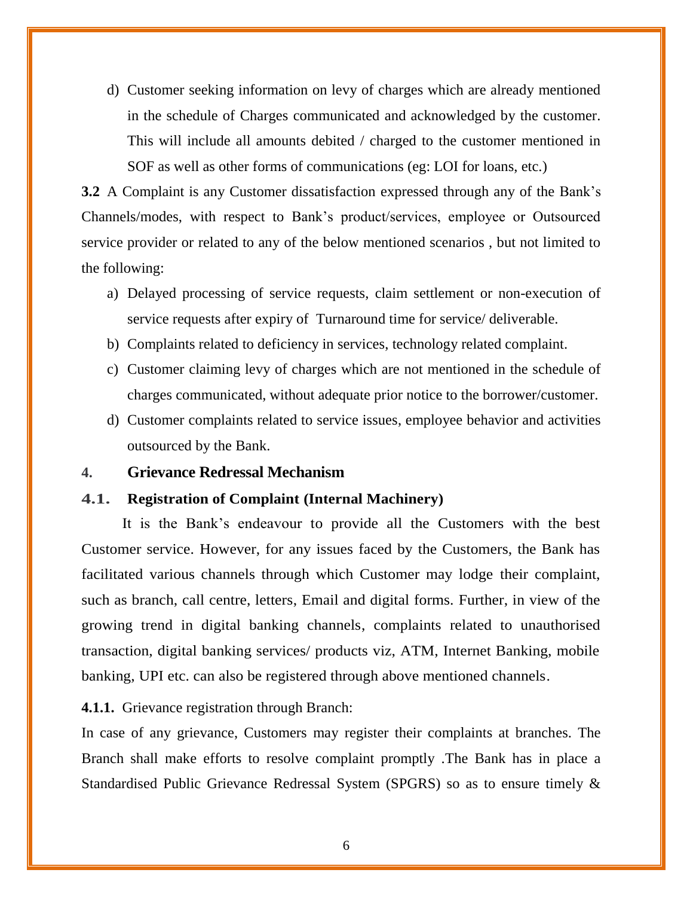d) Customer seeking information on levy of charges which are already mentioned in the schedule of Charges communicated and acknowledged by the customer. This will include all amounts debited / charged to the customer mentioned in SOF as well as other forms of communications (eg: LOI for loans, etc.)

**3.2** A Complaint is any Customer dissatisfaction expressed through any of the Bank's Channels/modes, with respect to Bank's product/services, employee or Outsourced service provider or related to any of the below mentioned scenarios , but not limited to the following:

a) Delayed processing of service requests, claim settlement or non-execution of service requests after expiry of Turnaround time for service/ deliverable.
b) Complaints related to deficiency in services, technology related complaint.
c) Customer claiming levy of charges which are not mentioned in the schedule of charges communicated, without adequate prior notice to the borrower/customer.
d) Customer complaints related to service issues, employee behavior and activities outsourced by the Bank.

## 4. Grievance Redressal Mechanism

### 4.1. Registration of Complaint (Internal Machinery)

It is the Bank's endeavour to provide all the Customers with the best Customer service. However, for any issues faced by the Customers, the Bank has facilitated various channels through which Customer may lodge their complaint, such as branch, call centre, letters, Email and digital forms. Further, in view of the growing trend in digital banking channels, complaints related to unauthorised transaction, digital banking services/ products viz, ATM, Internet Banking, mobile banking, UPI etc. can also be registered through above mentioned channels.

**4.1.1.** Grievance registration through Branch:

In case of any grievance, Customers may register their complaints at branches. The Branch shall make efforts to resolve complaint promptly .The Bank has in place a Standardised Public Grievance Redressal System (SPGRS) so as to ensure timely &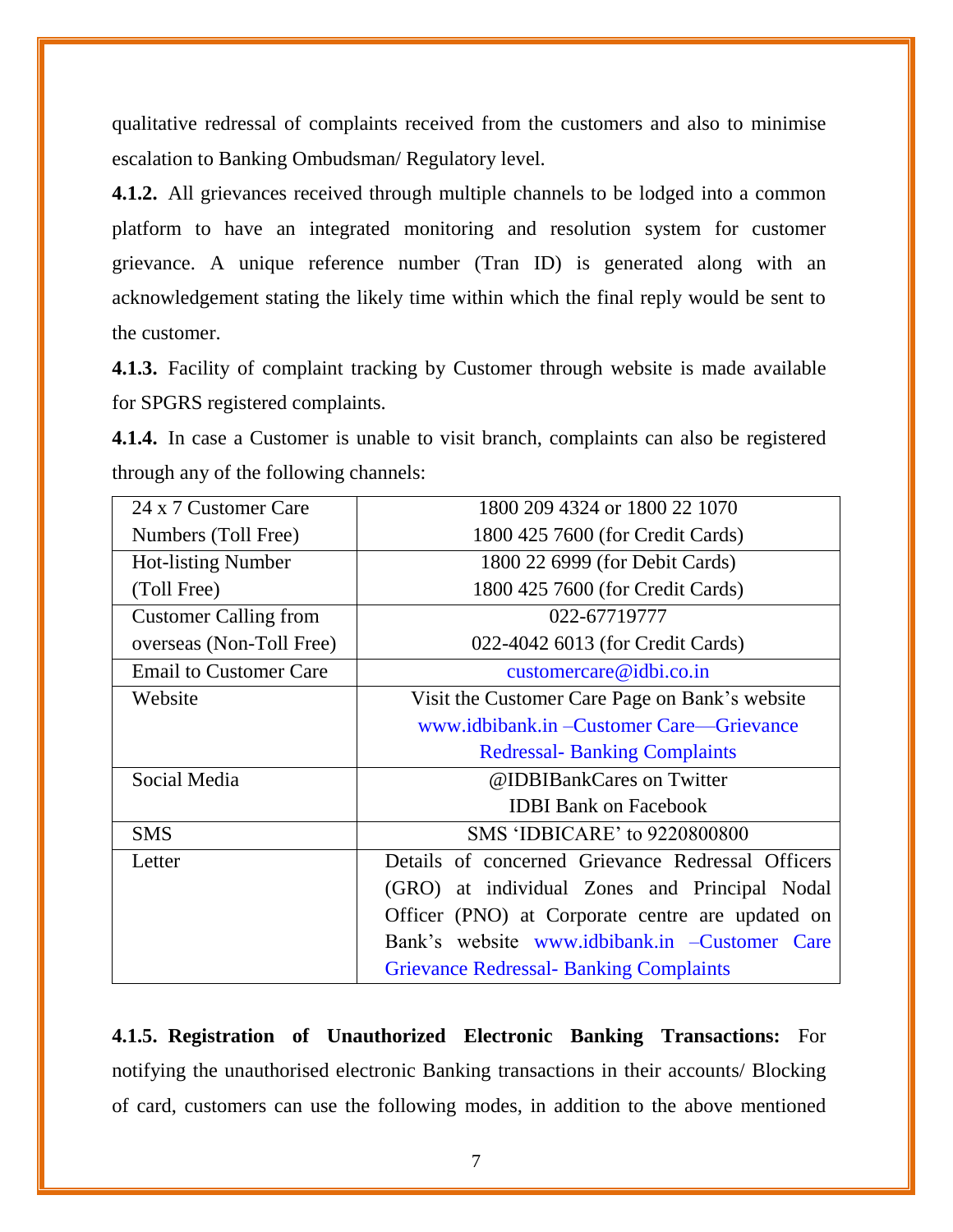qualitative redressal of complaints received from the customers and also to minimise escalation to Banking Ombudsman/ Regulatory level.

**4.1.2.** All grievances received through multiple channels to be lodged into a common platform to have an integrated monitoring and resolution system for customer grievance. A unique reference number (Tran ID) is generated along with an acknowledgement stating the likely time within which the final reply would be sent to the customer.

**4.1.3.** Facility of complaint tracking by Customer through website is made available for SPGRS registered complaints.

**4.1.4.** In case a Customer is unable to visit branch, complaints can also be registered through any of the following channels:

| | |
|---|---|
| 24 x 7 Customer Care Numbers (Toll Free) | 1800 209 4324 or 1800 22 1070<br>1800 425 7600 (for Credit Cards) |
| Hot-listing Number (Toll Free) | 1800 22 6999 (for Debit Cards)<br>1800 425 7600 (for Credit Cards) |
| Customer Calling from overseas (Non-Toll Free) | 022-67719777<br>022-4042 6013 (for Credit Cards) |
| Email to Customer Care | customercare@idbi.co.in |
| Website | Visit the Customer Care Page on Bank's website www.idbibank.in –Customer Care—Grievance Redressal- Banking Complaints |
| Social Media | @IDBIBankCares on Twitter<br>IDBI Bank on Facebook |
| SMS | SMS 'IDBICARE' to 9220800800 |
| Letter | Details of concerned Grievance Redressal Officers (GRO) at individual Zones and Principal Nodal Officer (PNO) at Corporate centre are updated on Bank's website www.idbibank.in –Customer Care Grievance Redressal- Banking Complaints |

**4.1.5. Registration of Unauthorized Electronic Banking Transactions:** For notifying the unauthorised electronic Banking transactions in their accounts/ Blocking of card, customers can use the following modes, in addition to the above mentioned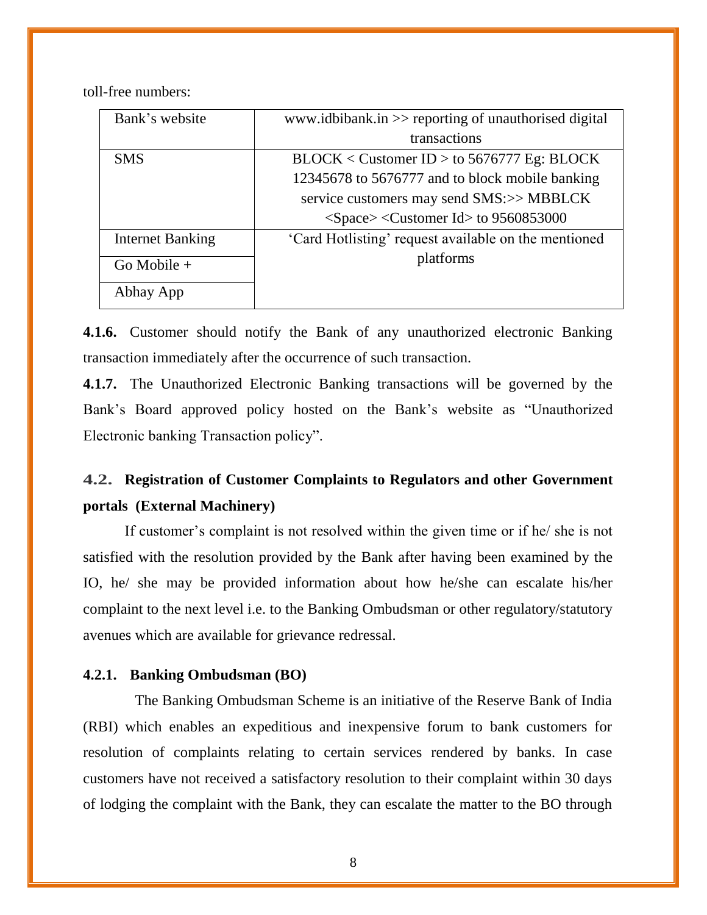toll-free numbers:

| Bank's website | www.idbibank.in >> reporting of unauthorised digital transactions |
|---|---|
| SMS | BLOCK < Customer ID > to 5676777 Eg: BLOCK 12345678 to 5676777 and to block mobile banking service customers may send SMS:>> MBBLCK <Space> <Customer Id> to 9560853000 |
| Internet Banking | 'Card Hotlisting' request available on the mentioned platforms |
| Go Mobile + | |
| Abhay App | |

**4.1.6.** Customer should notify the Bank of any unauthorized electronic Banking transaction immediately after the occurrence of such transaction.

**4.1.7.** The Unauthorized Electronic Banking transactions will be governed by the Bank's Board approved policy hosted on the Bank's website as "Unauthorized Electronic banking Transaction policy".

## 4.2. Registration of Customer Complaints to Regulators and other Government portals (External Machinery)

If customer's complaint is not resolved within the given time or if he/ she is not satisfied with the resolution provided by the Bank after having been examined by the IO, he/ she may be provided information about how he/she can escalate his/her complaint to the next level i.e. to the Banking Ombudsman or other regulatory/statutory avenues which are available for grievance redressal.

### 4.2.1. Banking Ombudsman (BO)

The Banking Ombudsman Scheme is an initiative of the Reserve Bank of India (RBI) which enables an expeditious and inexpensive forum to bank customers for resolution of complaints relating to certain services rendered by banks. In case customers have not received a satisfactory resolution to their complaint within 30 days of lodging the complaint with the Bank, they can escalate the matter to the BO through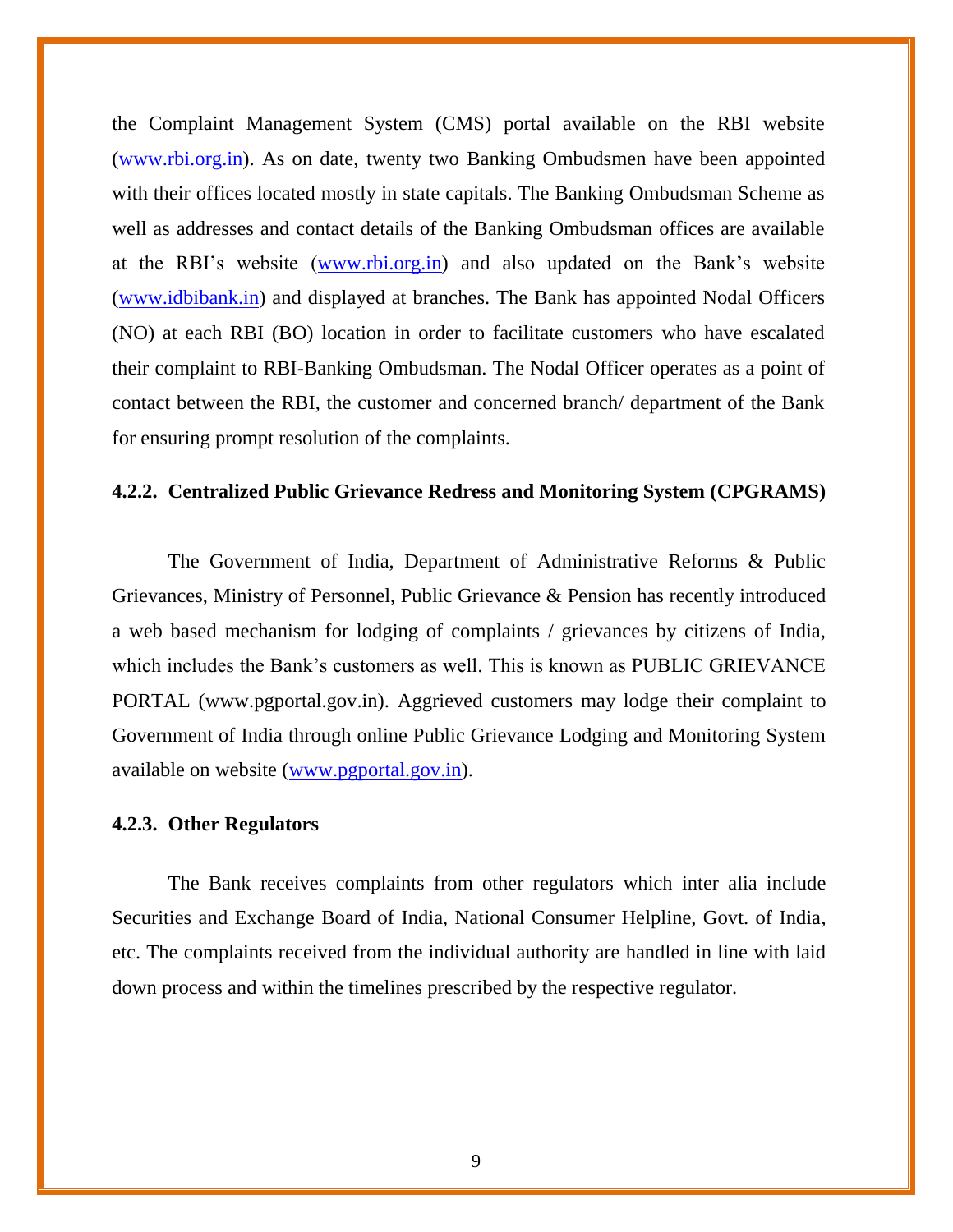the Complaint Management System (CMS) portal available on the RBI website (www.rbi.org.in). As on date, twenty two Banking Ombudsmen have been appointed with their offices located mostly in state capitals. The Banking Ombudsman Scheme as well as addresses and contact details of the Banking Ombudsman offices are available at the RBI's website (www.rbi.org.in) and also updated on the Bank's website (www.idbibank.in) and displayed at branches. The Bank has appointed Nodal Officers (NO) at each RBI (BO) location in order to facilitate customers who have escalated their complaint to RBI-Banking Ombudsman. The Nodal Officer operates as a point of contact between the RBI, the customer and concerned branch/ department of the Bank for ensuring prompt resolution of the complaints.

### 4.2.2. Centralized Public Grievance Redress and Monitoring System (CPGRAMS)

The Government of India, Department of Administrative Reforms & Public Grievances, Ministry of Personnel, Public Grievance & Pension has recently introduced a web based mechanism for lodging of complaints / grievances by citizens of India, which includes the Bank's customers as well. This is known as PUBLIC GRIEVANCE PORTAL (www.pgportal.gov.in). Aggrieved customers may lodge their complaint to Government of India through online Public Grievance Lodging and Monitoring System available on website (www.pgportal.gov.in).

### 4.2.3. Other Regulators

The Bank receives complaints from other regulators which inter alia include Securities and Exchange Board of India, National Consumer Helpline, Govt. of India, etc. The complaints received from the individual authority are handled in line with laid down process and within the timelines prescribed by the respective regulator.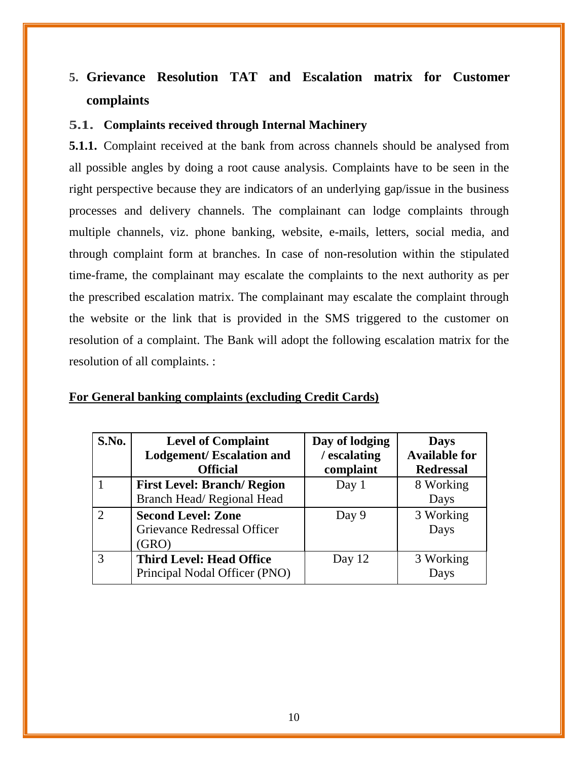## 5. Grievance Resolution TAT and Escalation matrix for Customer complaints

### 5.1. Complaints received through Internal Machinery

**5.1.1.** Complaint received at the bank from across channels should be analysed from all possible angles by doing a root cause analysis. Complaints have to be seen in the right perspective because they are indicators of an underlying gap/issue in the business processes and delivery channels. The complainant can lodge complaints through multiple channels, viz. phone banking, website, e-mails, letters, social media, and through complaint form at branches. In case of non-resolution within the stipulated time-frame, the complainant may escalate the complaints to the next authority as per the prescribed escalation matrix. The complainant may escalate the complaint through the website or the link that is provided in the SMS triggered to the customer on resolution of a complaint. The Bank will adopt the following escalation matrix for the resolution of all complaints. :

**For General banking complaints (excluding Credit Cards)**

| S.No. | Level of Complaint Lodgement/ Escalation and Official | Day of lodging / escalating complaint | Days Available for Redressal |
|---|---|---|---|
| 1 | **First Level: Branch/ Region** Branch Head/ Regional Head | Day 1 | 8 Working Days |
| 2 | **Second Level: Zone** Grievance Redressal Officer (GRO) | Day 9 | 3 Working Days |
| 3 | **Third Level: Head Office** Principal Nodal Officer (PNO) | Day 12 | 3 Working Days |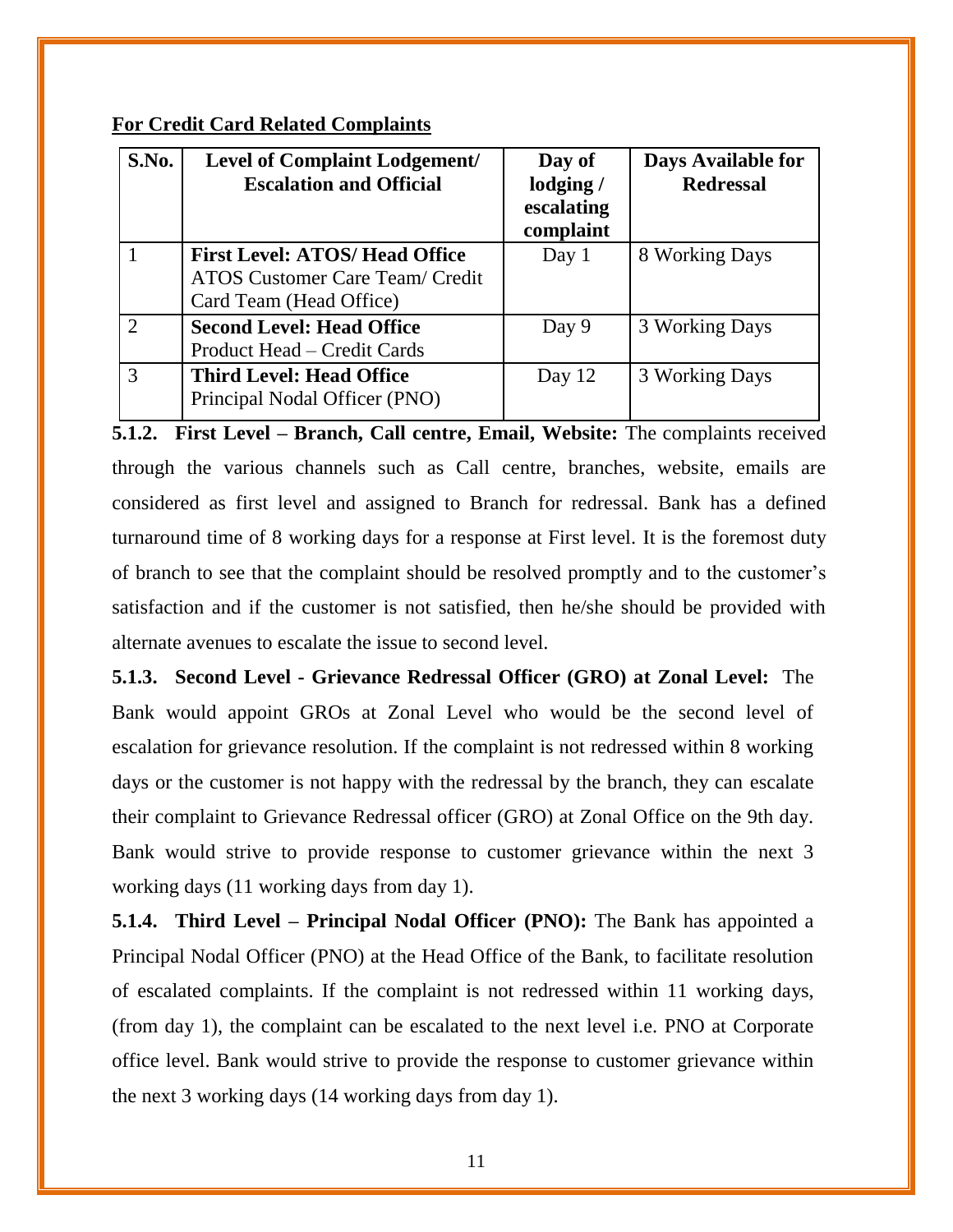**For Credit Card Related Complaints**

| S.No. | Level of Complaint Lodgement/ Escalation and Official | Day of lodging / escalating complaint | Days Available for Redressal |
|---|---|---|---|
| 1 | **First Level: ATOS/ Head Office** ATOS Customer Care Team/ Credit Card Team (Head Office) | Day 1 | 8 Working Days |
| 2 | **Second Level: Head Office** Product Head – Credit Cards | Day 9 | 3 Working Days |
| 3 | **Third Level: Head Office** Principal Nodal Officer (PNO) | Day 12 | 3 Working Days |

**5.1.2. First Level – Branch, Call centre, Email, Website:** The complaints received through the various channels such as Call centre, branches, website, emails are considered as first level and assigned to Branch for redressal. Bank has a defined turnaround time of 8 working days for a response at First level. It is the foremost duty of branch to see that the complaint should be resolved promptly and to the customer's satisfaction and if the customer is not satisfied, then he/she should be provided with alternate avenues to escalate the issue to second level.

**5.1.3. Second Level - Grievance Redressal Officer (GRO) at Zonal Level:** The Bank would appoint GROs at Zonal Level who would be the second level of escalation for grievance resolution. If the complaint is not redressed within 8 working days or the customer is not happy with the redressal by the branch, they can escalate their complaint to Grievance Redressal officer (GRO) at Zonal Office on the 9th day. Bank would strive to provide response to customer grievance within the next 3 working days (11 working days from day 1).

**5.1.4. Third Level – Principal Nodal Officer (PNO):** The Bank has appointed a Principal Nodal Officer (PNO) at the Head Office of the Bank, to facilitate resolution of escalated complaints. If the complaint is not redressed within 11 working days, (from day 1), the complaint can be escalated to the next level i.e. PNO at Corporate office level. Bank would strive to provide the response to customer grievance within the next 3 working days (14 working days from day 1).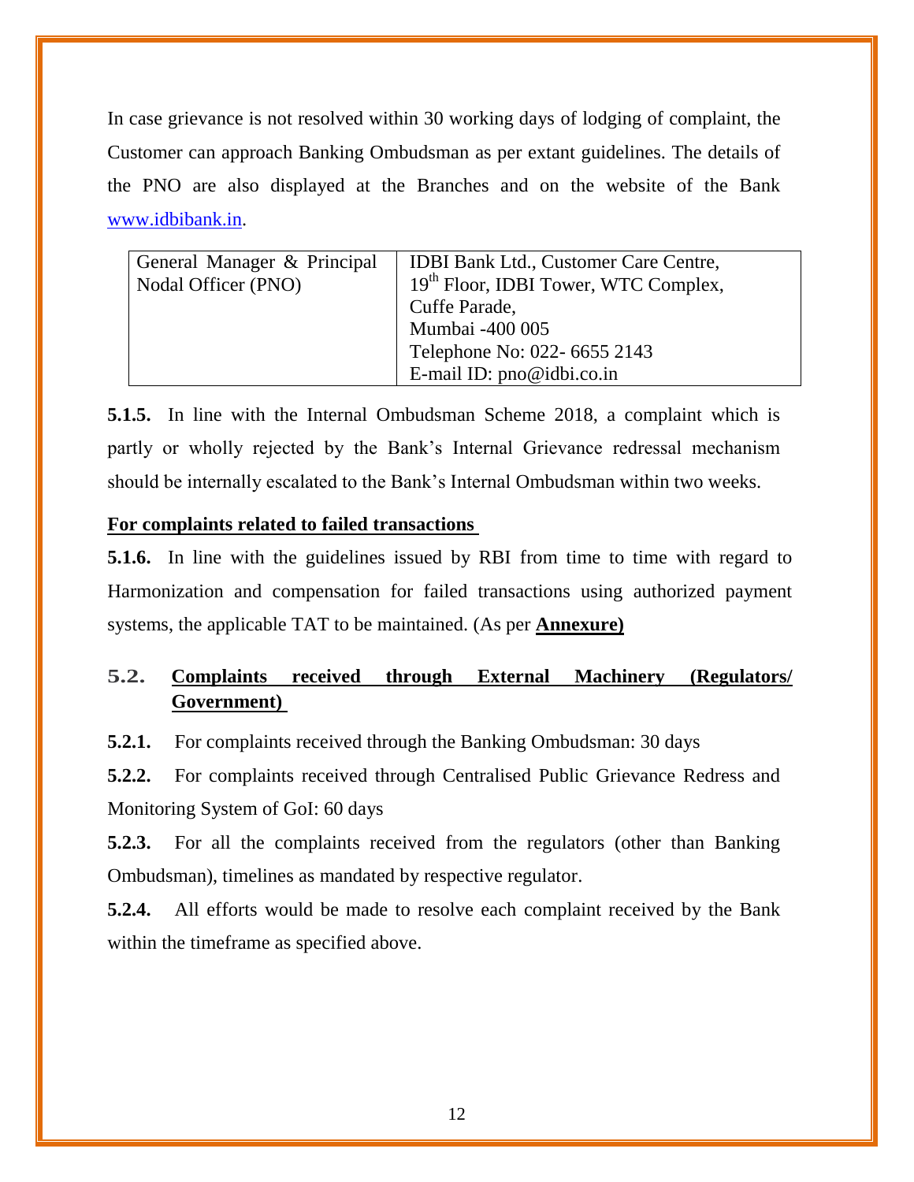In case grievance is not resolved within 30 working days of lodging of complaint, the Customer can approach Banking Ombudsman as per extant guidelines. The details of the PNO are also displayed at the Branches and on the website of the Bank www.idbibank.in.

| General Manager & Principal Nodal Officer (PNO) | IDBI Bank Ltd., Customer Care Centre,<br>19th Floor, IDBI Tower, WTC Complex,<br>Cuffe Parade,<br>Mumbai -400 005<br>Telephone No: 022- 6655 2143<br>E-mail ID: pno@idbi.co.in |
|---|---|

**5.1.5.** In line with the Internal Ombudsman Scheme 2018, a complaint which is partly or wholly rejected by the Bank's Internal Grievance redressal mechanism should be internally escalated to the Bank's Internal Ombudsman within two weeks.

**For complaints related to failed transactions**

**5.1.6.** In line with the guidelines issued by RBI from time to time with regard to Harmonization and compensation for failed transactions using authorized payment systems, the applicable TAT to be maintained. (As per **Annexure)**

## 5.2. Complaints received through External Machinery (Regulators/ Government)

**5.2.1.** For complaints received through the Banking Ombudsman: 30 days

**5.2.2.** For complaints received through Centralised Public Grievance Redress and Monitoring System of GoI: 60 days

**5.2.3.** For all the complaints received from the regulators (other than Banking Ombudsman), timelines as mandated by respective regulator.

**5.2.4.** All efforts would be made to resolve each complaint received by the Bank within the timeframe as specified above.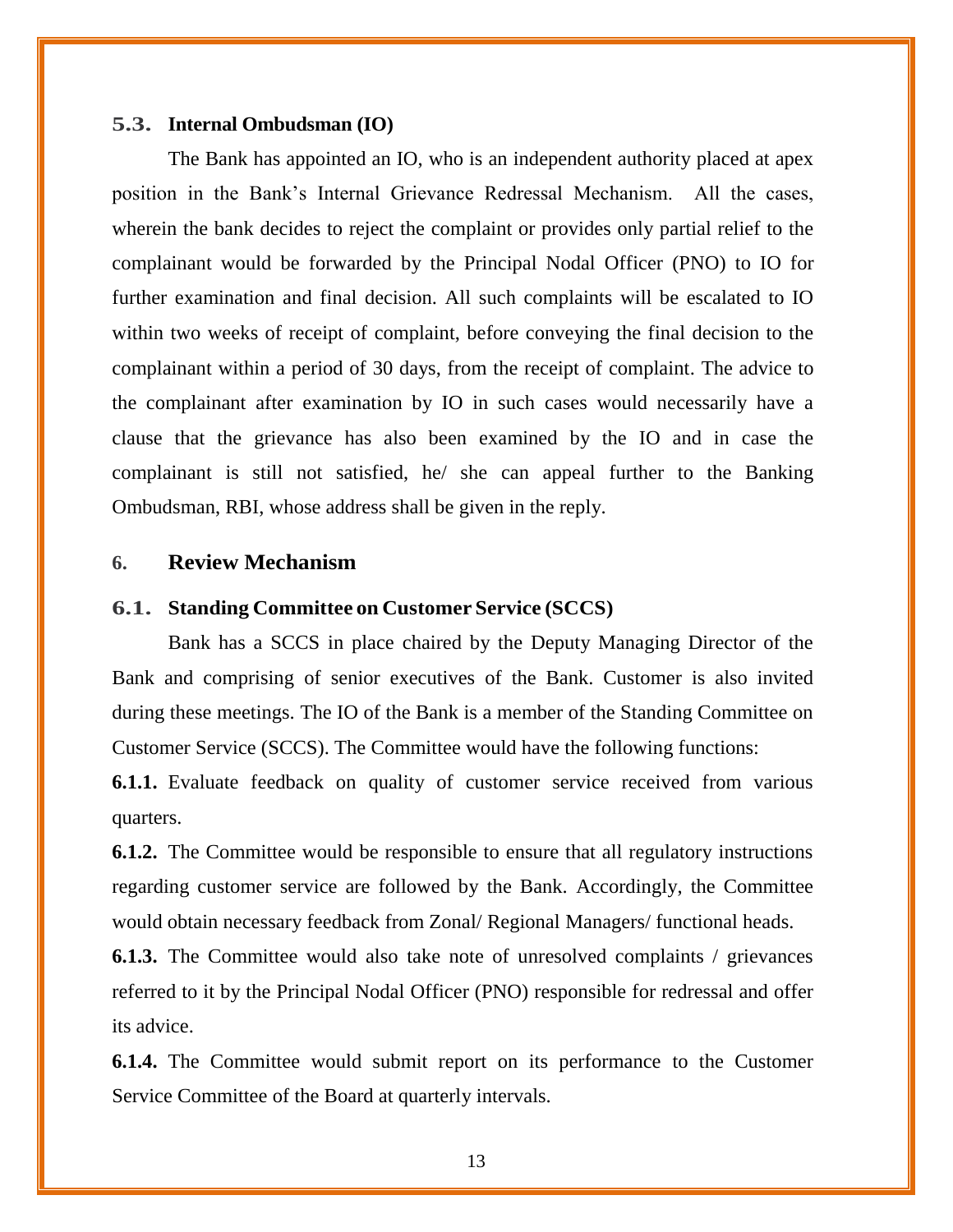### 5.3. Internal Ombudsman (IO)

The Bank has appointed an IO, who is an independent authority placed at apex position in the Bank's Internal Grievance Redressal Mechanism. All the cases, wherein the bank decides to reject the complaint or provides only partial relief to the complainant would be forwarded by the Principal Nodal Officer (PNO) to IO for further examination and final decision. All such complaints will be escalated to IO within two weeks of receipt of complaint, before conveying the final decision to the complainant within a period of 30 days, from the receipt of complaint. The advice to the complainant after examination by IO in such cases would necessarily have a clause that the grievance has also been examined by the IO and in case the complainant is still not satisfied, he/ she can appeal further to the Banking Ombudsman, RBI, whose address shall be given in the reply.

## 6. Review Mechanism

### 6.1. Standing Committee on Customer Service (SCCS)

Bank has a SCCS in place chaired by the Deputy Managing Director of the Bank and comprising of senior executives of the Bank. Customer is also invited during these meetings. The IO of the Bank is a member of the Standing Committee on Customer Service (SCCS). The Committee would have the following functions:

**6.1.1.** Evaluate feedback on quality of customer service received from various quarters.

**6.1.2.** The Committee would be responsible to ensure that all regulatory instructions regarding customer service are followed by the Bank. Accordingly, the Committee would obtain necessary feedback from Zonal/ Regional Managers/ functional heads.

**6.1.3.** The Committee would also take note of unresolved complaints / grievances referred to it by the Principal Nodal Officer (PNO) responsible for redressal and offer its advice.

**6.1.4.** The Committee would submit report on its performance to the Customer Service Committee of the Board at quarterly intervals.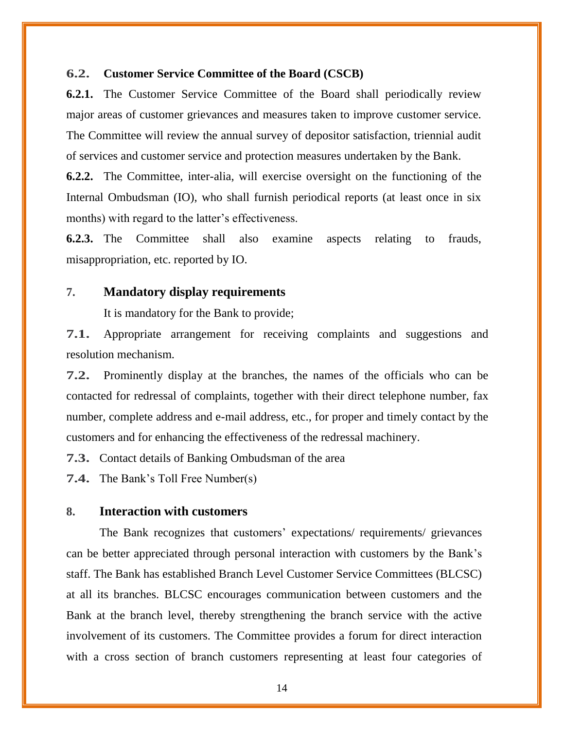### 6.2. Customer Service Committee of the Board (CSCB)

**6.2.1.** The Customer Service Committee of the Board shall periodically review major areas of customer grievances and measures taken to improve customer service. The Committee will review the annual survey of depositor satisfaction, triennial audit of services and customer service and protection measures undertaken by the Bank.

**6.2.2.** The Committee, inter-alia, will exercise oversight on the functioning of the Internal Ombudsman (IO), who shall furnish periodical reports (at least once in six months) with regard to the latter's effectiveness.

**6.2.3.** The Committee shall also examine aspects relating to frauds, misappropriation, etc. reported by IO.

## 7. Mandatory display requirements

It is mandatory for the Bank to provide;

**7.1.** Appropriate arrangement for receiving complaints and suggestions and resolution mechanism.

**7.2.** Prominently display at the branches, the names of the officials who can be contacted for redressal of complaints, together with their direct telephone number, fax number, complete address and e-mail address, etc., for proper and timely contact by the customers and for enhancing the effectiveness of the redressal machinery.

**7.3.** Contact details of Banking Ombudsman of the area

**7.4.** The Bank's Toll Free Number(s)

## 8. Interaction with customers

The Bank recognizes that customers' expectations/ requirements/ grievances can be better appreciated through personal interaction with customers by the Bank's staff. The Bank has established Branch Level Customer Service Committees (BLCSC) at all its branches. BLCSC encourages communication between customers and the Bank at the branch level, thereby strengthening the branch service with the active involvement of its customers. The Committee provides a forum for direct interaction with a cross section of branch customers representing at least four categories of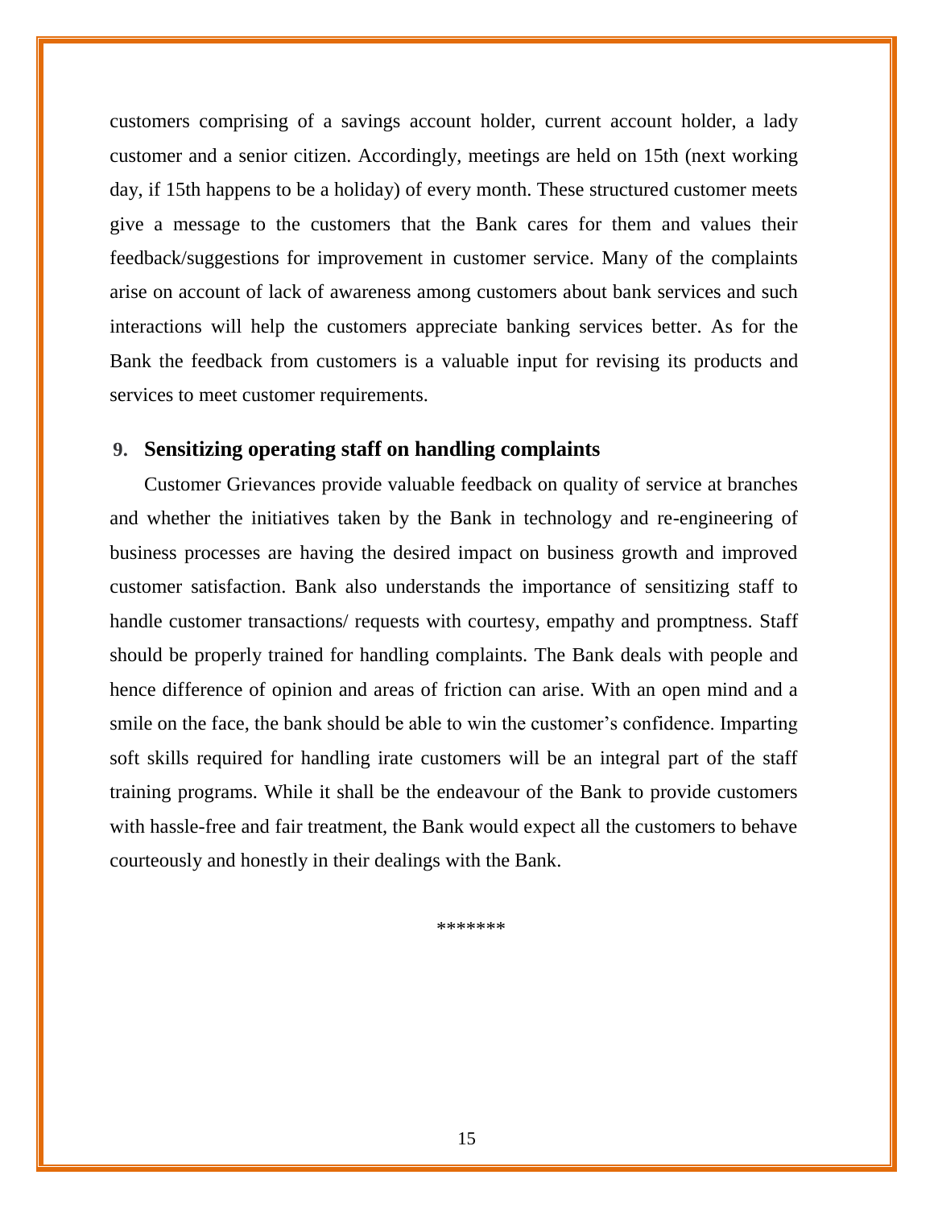customers comprising of a savings account holder, current account holder, a lady customer and a senior citizen. Accordingly, meetings are held on 15th (next working day, if 15th happens to be a holiday) of every month. These structured customer meets give a message to the customers that the Bank cares for them and values their feedback/suggestions for improvement in customer service. Many of the complaints arise on account of lack of awareness among customers about bank services and such interactions will help the customers appreciate banking services better. As for the Bank the feedback from customers is a valuable input for revising its products and services to meet customer requirements.

## 9. Sensitizing operating staff on handling complaints

Customer Grievances provide valuable feedback on quality of service at branches and whether the initiatives taken by the Bank in technology and re-engineering of business processes are having the desired impact on business growth and improved customer satisfaction. Bank also understands the importance of sensitizing staff to handle customer transactions/ requests with courtesy, empathy and promptness. Staff should be properly trained for handling complaints. The Bank deals with people and hence difference of opinion and areas of friction can arise. With an open mind and a smile on the face, the bank should be able to win the customer's confidence. Imparting soft skills required for handling irate customers will be an integral part of the staff training programs. While it shall be the endeavour of the Bank to provide customers with hassle-free and fair treatment, the Bank would expect all the customers to behave courteously and honestly in their dealings with the Bank.

*******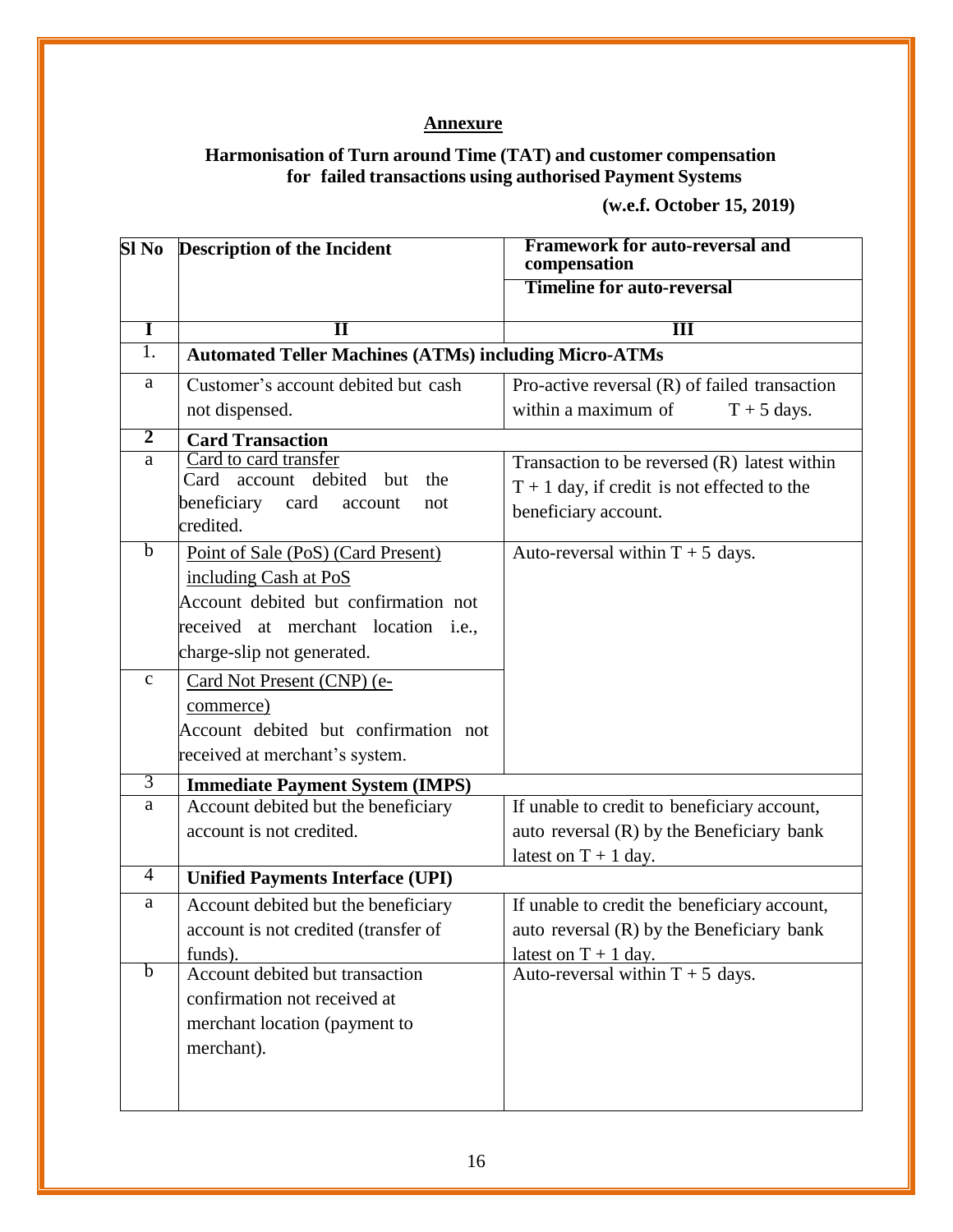**Annexure**

**Harmonisation of Turn around Time (TAT) and customer compensation for failed transactions using authorised Payment Systems**

**(w.e.f. October 15, 2019)**

| **Sl No** | **Description of the Incident** | **Framework for auto-reversal and compensation**<br>**Timeline for auto-reversal** |
|---|---|---|
| **I** | **II** | **III** |
| 1. | **Automated Teller Machines (ATMs) including Micro-ATMs** | |
| a | Customer's account debited but cash not dispensed. | Pro-active reversal (R) of failed transaction within a maximum of T + 5 days. |
| **2** | **Card Transaction** | |
| a | Card to card transfer<br>Card account debited but the beneficiary card account not credited. | Transaction to be reversed (R) latest within T + 1 day, if credit is not effected to the beneficiary account. |
| b | Point of Sale (PoS) (Card Present) including Cash at PoS<br>Account debited but confirmation not received at merchant location i.e., charge-slip not generated. | Auto-reversal within T + 5 days. |
| c | Card Not Present (CNP) (e-commerce)<br>Account debited but confirmation not received at merchant's system. | |
| 3 | **Immediate Payment System (IMPS)** | |
| a | Account debited but the beneficiary account is not credited. | If unable to credit to beneficiary account, auto reversal (R) by the Beneficiary bank latest on T + 1 day. |
| 4 | **Unified Payments Interface (UPI)** | |
| a | Account debited but the beneficiary account is not credited (transfer of funds). | If unable to credit the beneficiary account, auto reversal (R) by the Beneficiary bank latest on T + 1 day. |
| b | Account debited but transaction confirmation not received at merchant location (payment to merchant). | Auto-reversal within T + 5 days. |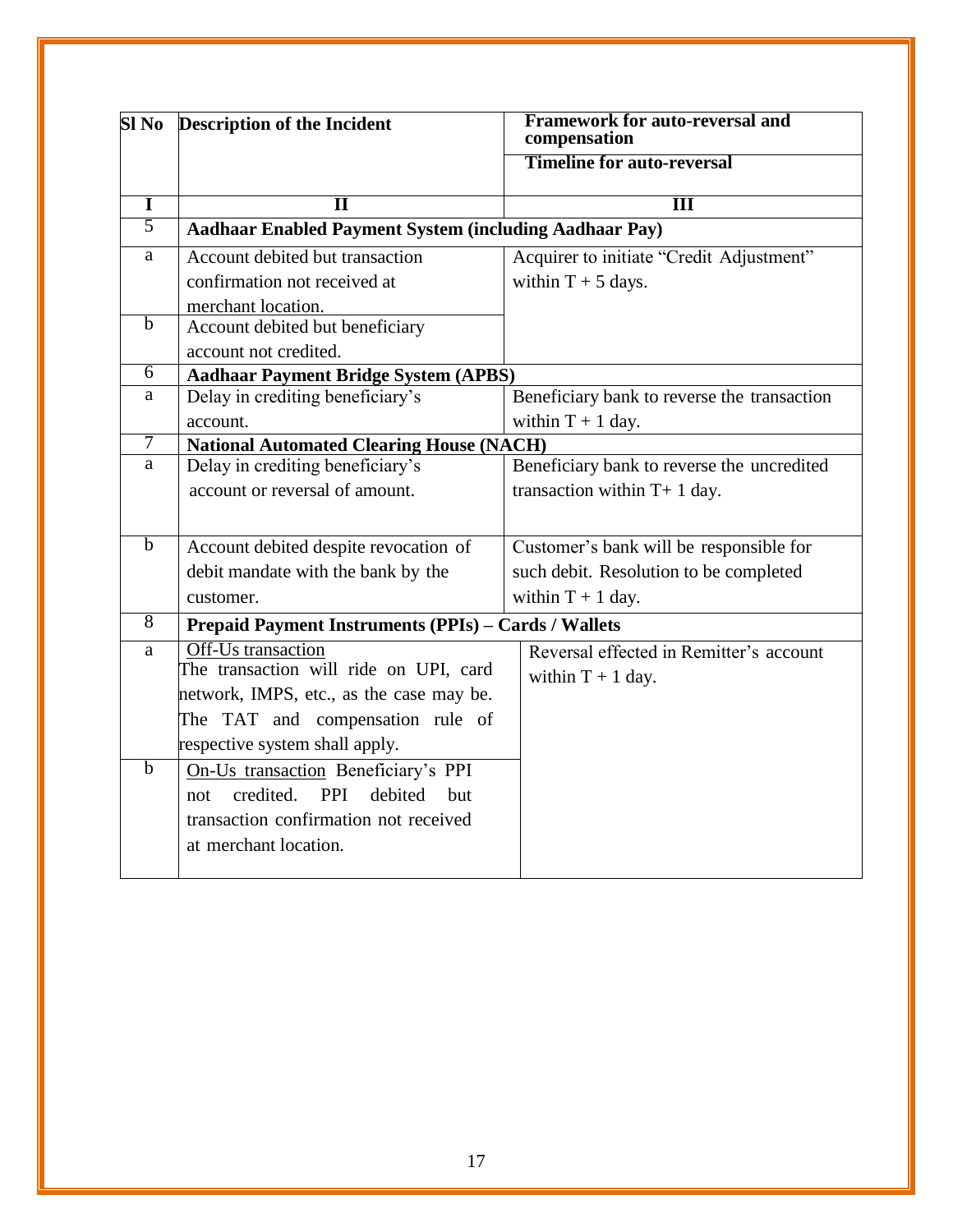| Sl No | Description of the Incident | Framework for auto-reversal and compensation<br>Timeline for auto-reversal |
| --- | --- | --- |
| I | II | III |
| 5 | **Aadhaar Enabled Payment System (including Aadhaar Pay)** | |
| a | Account debited but transaction confirmation not received at merchant location. | Acquirer to initiate "Credit Adjustment" within T + 5 days. |
| b | Account debited but beneficiary account not credited. | |
| 6 | **Aadhaar Payment Bridge System (APBS)** | |
| a | Delay in crediting beneficiary's account. | Beneficiary bank to reverse the transaction within T + 1 day. |
| 7 | **National Automated Clearing House (NACH)** | |
| a | Delay in crediting beneficiary's account or reversal of amount. | Beneficiary bank to reverse the uncredited transaction within T+ 1 day. |
| b | Account debited despite revocation of debit mandate with the bank by the customer. | Customer's bank will be responsible for such debit. Resolution to be completed within T + 1 day. |
| 8 | **Prepaid Payment Instruments (PPIs) – Cards / Wallets** | |
| a | Off-Us transaction<br>The transaction will ride on UPI, card network, IMPS, etc., as the case may be. The TAT and compensation rule of respective system shall apply. | Reversal effected in Remitter's account within T + 1 day. |
| b | On-Us transaction Beneficiary's PPI not credited. PPI debited but transaction confirmation not received at merchant location. | |